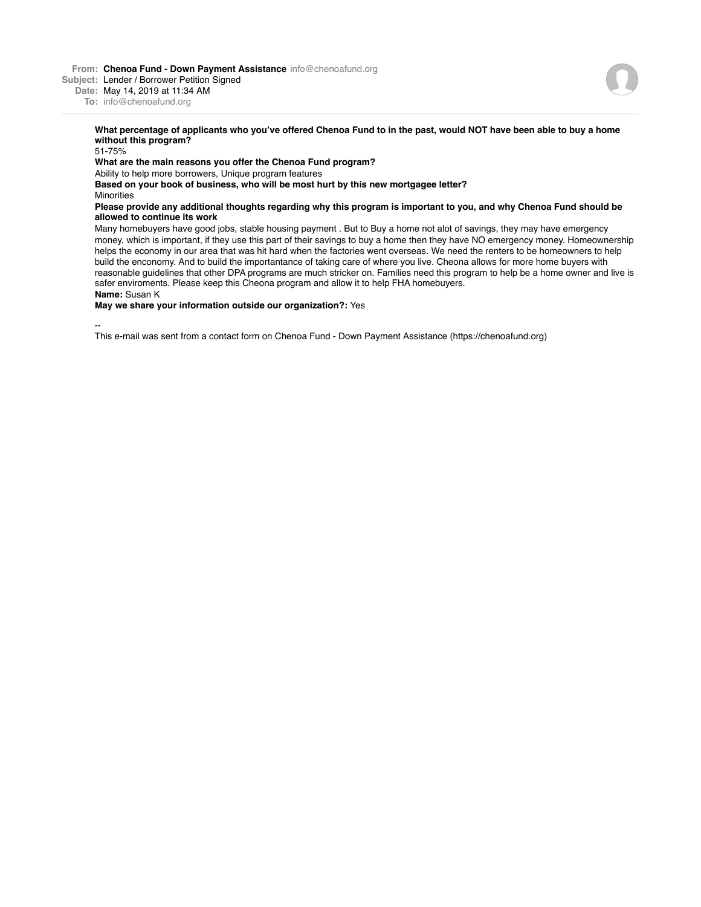**From:** **Chenoa Fund - Down Payment Assistance** info@chenoafund.org
**Subject:** Lender / Borrower Petition Signed
**Date:** May 14, 2019 at 11:34 AM
**To:** info@chenoafund.org

**What percentage of applicants who you've offered Chenoa Fund to in the past, would NOT have been able to buy a home without this program?**
51-75%
**What are the main reasons you offer the Chenoa Fund program?**
Ability to help more borrowers, Unique program features
**Based on your book of business, who will be most hurt by this new mortgagee letter?**
Minorities
**Please provide any additional thoughts regarding why this program is important to you, and why Chenoa Fund should be allowed to continue its work**
Many homebuyers have good jobs, stable housing payment . But to Buy a home not alot of savings, they may have emergency money, which is important, if they use this part of their savings to buy a home then they have NO emergency money. Homeownership helps the economy in our area that was hit hard when the factories went overseas. We need the renters to be homeowners to help build the enconomy. And to build the importantance of taking care of where you live. Cheona allows for more home buyers with reasonable guidelines that other DPA programs are much stricker on. Families need this program to help be a home owner and live is safer enviroments. Please keep this Cheona program and allow it to help FHA homebuyers.
**Name:** Susan K
**May we share your information outside our organization?:** Yes

--
This e-mail was sent from a contact form on Chenoa Fund - Down Payment Assistance (https://chenoafund.org)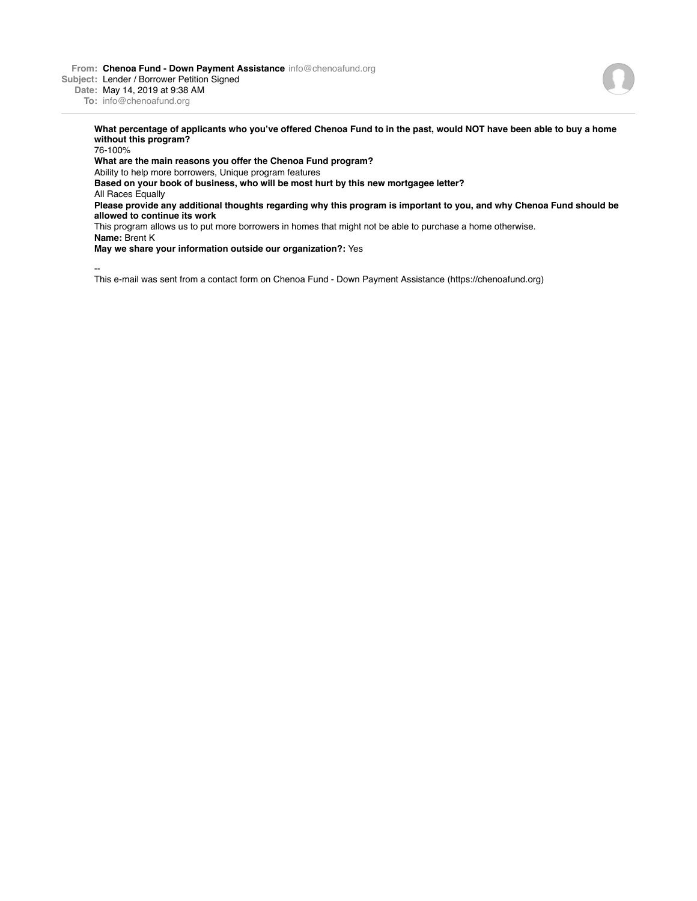**From:** Chenoa Fund - Down Payment Assistance info@chenoafund.org
**Subject:** Lender / Borrower Petition Signed
**Date:** May 14, 2019 at 9:38 AM
**To:** info@chenoafund.org

---

**What percentage of applicants who you've offered Chenoa Fund to in the past, would NOT have been able to buy a home without this program?**
76-100%
**What are the main reasons you offer the Chenoa Fund program?**
Ability to help more borrowers, Unique program features
**Based on your book of business, who will be most hurt by this new mortgagee letter?**
All Races Equally
**Please provide any additional thoughts regarding why this program is important to you, and why Chenoa Fund should be allowed to continue its work**
This program allows us to put more borrowers in homes that might not be able to purchase a home otherwise.
**Name:** Brent K
**May we share your information outside our organization?:** Yes

--
This e-mail was sent from a contact form on Chenoa Fund - Down Payment Assistance (https://chenoafund.org)